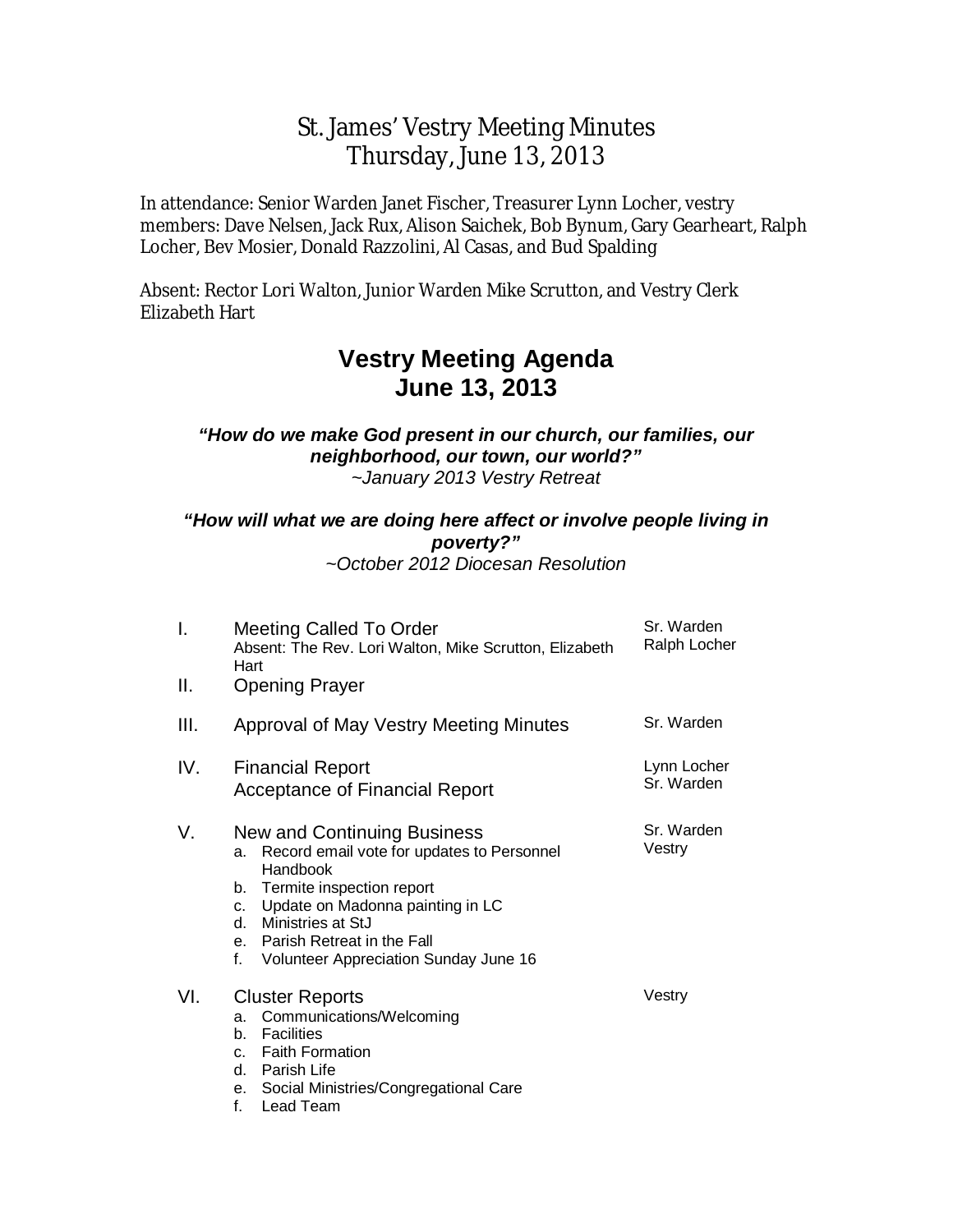# St. James' Vestry Meeting Minutes
## Thursday, June 13, 2013

In attendance: Senior Warden Janet Fischer, Treasurer Lynn Locher, vestry members: Dave Nelsen, Jack Rux, Alison Saichek, Bob Bynum, Gary Gearheart, Ralph Locher, Bev Mosier, Donald Razzolini, Al Casas, and Bud Spalding

Absent: Rector Lori Walton, Junior Warden Mike Scrutton, and Vestry Clerk Elizabeth Hart

# Vestry Meeting Agenda
## June 13, 2013

***"How do we make God present in our church, our families, our neighborhood, our town, our world?"***
*~January 2013 Vestry Retreat*

***"How will what we are doing here affect or involve people living in poverty?"***
*~October 2012 Diocesan Resolution*

| | | |
|---|---|---|
| I. | Meeting Called To Order<br>Absent: The Rev. Lori Walton, Mike Scrutton, Elizabeth Hart | Sr. Warden<br>Ralph Locher |
| II. | Opening Prayer | |
| III. | Approval of May Vestry Meeting Minutes | Sr. Warden |
| IV. | Financial Report<br>Acceptance of Financial Report | Lynn Locher<br>Sr. Warden |
| V. | New and Continuing Business<br>a. Record email vote for updates to Personnel Handbook<br>b. Termite inspection report<br>c. Update on Madonna painting in LC<br>d. Ministries at StJ<br>e. Parish Retreat in the Fall<br>f. Volunteer Appreciation Sunday June 16 | Sr. Warden<br>Vestry |
| VI. | Cluster Reports<br>a. Communications/Welcoming<br>b. Facilities<br>c. Faith Formation<br>d. Parish Life<br>e. Social Ministries/Congregational Care<br>f. Lead Team | Vestry |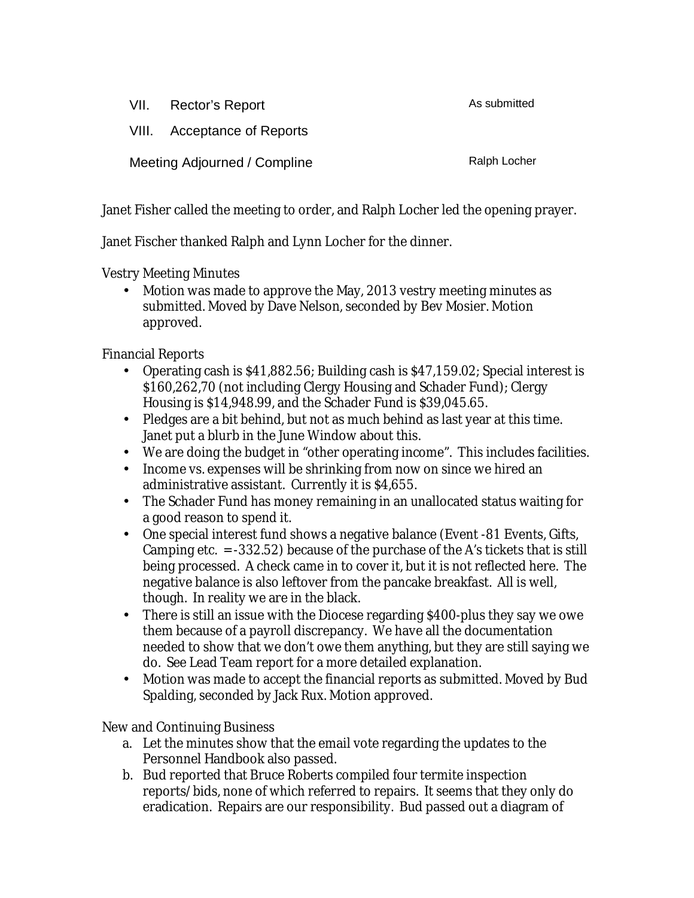| | | |
|---|---|---|
| VII. | Rector's Report | As submitted |
| VIII. | Acceptance of Reports | |
| Meeting Adjourned / Compline | | Ralph Locher |

Janet Fisher called the meeting to order, and Ralph Locher led the opening prayer.

Janet Fischer thanked Ralph and Lynn Locher for the dinner.

Vestry Meeting Minutes

- Motion was made to approve the May, 2013 vestry meeting minutes as submitted. Moved by Dave Nelson, seconded by Bev Mosier. Motion approved.

Financial Reports

- Operating cash is $41,882.56; Building cash is $47,159.02; Special interest is $160,262,70 (not including Clergy Housing and Schader Fund); Clergy Housing is $14,948.99, and the Schader Fund is $39,045.65.
- Pledges are a bit behind, but not as much behind as last year at this time. Janet put a blurb in the June Window about this.
- We are doing the budget in "other operating income". This includes facilities.
- Income vs. expenses will be shrinking from now on since we hired an administrative assistant. Currently it is $4,655.
- The Schader Fund has money remaining in an unallocated status waiting for a good reason to spend it.
- One special interest fund shows a negative balance (Event -81 Events, Gifts, Camping etc. =-332.52) because of the purchase of the A's tickets that is still being processed. A check came in to cover it, but it is not reflected here. The negative balance is also leftover from the pancake breakfast. All is well, though. In reality we are in the black.
- There is still an issue with the Diocese regarding $400-plus they say we owe them because of a payroll discrepancy. We have all the documentation needed to show that we don't owe them anything, but they are still saying we do. See Lead Team report for a more detailed explanation.
- Motion was made to accept the financial reports as submitted. Moved by Bud Spalding, seconded by Jack Rux. Motion approved.

New and Continuing Business

a. Let the minutes show that the email vote regarding the updates to the Personnel Handbook also passed.
b. Bud reported that Bruce Roberts compiled four termite inspection reports/bids, none of which referred to repairs. It seems that they only do eradication. Repairs are our responsibility. Bud passed out a diagram of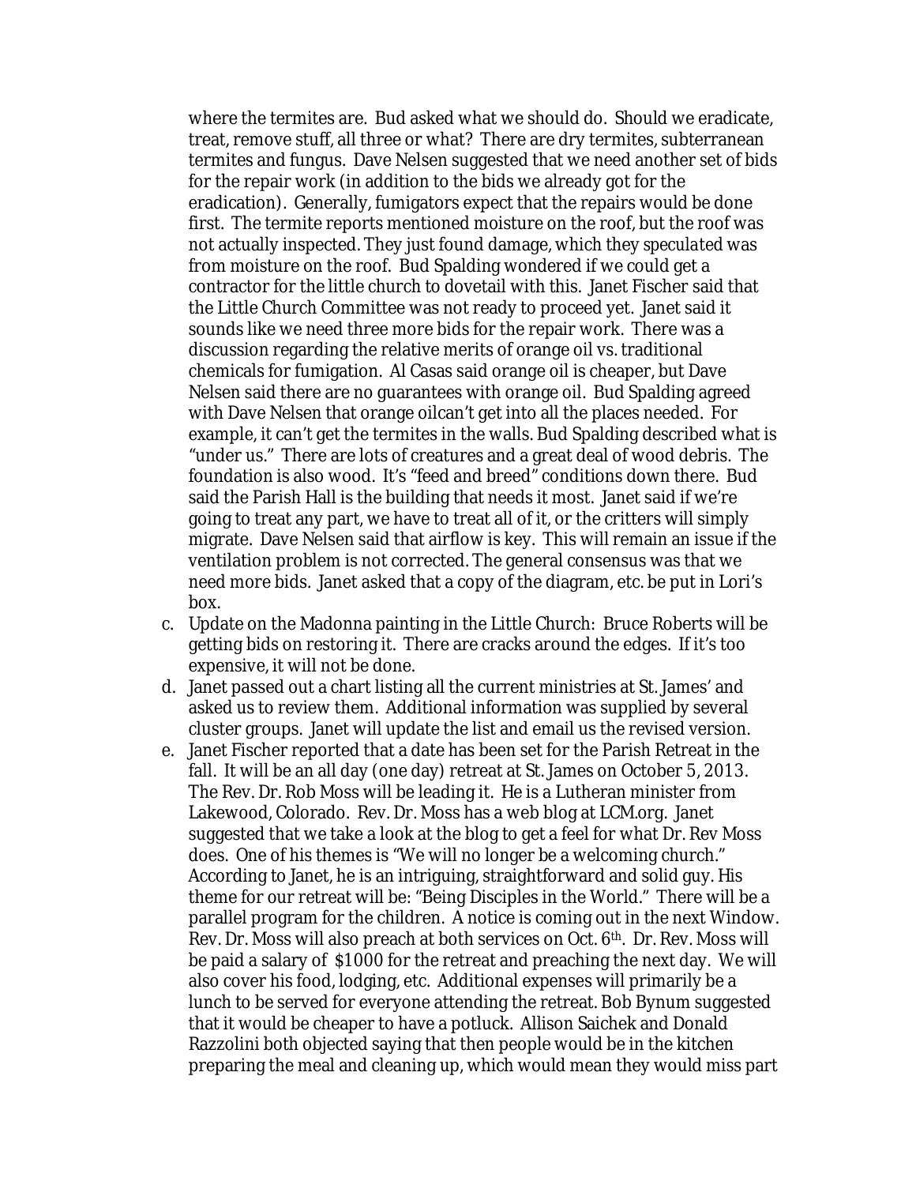where the termites are. Bud asked what we should do. Should we eradicate, treat, remove stuff, all three or what? There are dry termites, subterranean termites and fungus. Dave Nelsen suggested that we need another set of bids for the repair work (in addition to the bids we already got for the eradication). Generally, fumigators expect that the repairs would be done first. The termite reports mentioned moisture on the roof, but the roof was not actually inspected. They just found damage, which they speculated was from moisture on the roof. Bud Spalding wondered if we could get a contractor for the little church to dovetail with this. Janet Fischer said that the Little Church Committee was not ready to proceed yet. Janet said it sounds like we need three more bids for the repair work. There was a discussion regarding the relative merits of orange oil vs. traditional chemicals for fumigation. Al Casas said orange oil is cheaper, but Dave Nelsen said there are no guarantees with orange oil. Bud Spalding agreed with Dave Nelsen that orange oilcan't get into all the places needed. For example, it can't get the termites in the walls. Bud Spalding described what is "under us." There are lots of creatures and a great deal of wood debris. The foundation is also wood. It's "feed and breed" conditions down there. Bud said the Parish Hall is the building that needs it most. Janet said if we're going to treat any part, we have to treat all of it, or the critters will simply migrate. Dave Nelsen said that airflow is key. This will remain an issue if the ventilation problem is not corrected. The general consensus was that we need more bids. Janet asked that a copy of the diagram, etc. be put in Lori's box.

c. Update on the Madonna painting in the Little Church: Bruce Roberts will be getting bids on restoring it. There are cracks around the edges. If it's too expensive, it will not be done.

d. Janet passed out a chart listing all the current ministries at St. James' and asked us to review them. Additional information was supplied by several cluster groups. Janet will update the list and email us the revised version.

e. Janet Fischer reported that a date has been set for the Parish Retreat in the fall. It will be an all day (one day) retreat at St. James on October 5, 2013. The Rev. Dr. Rob Moss will be leading it. He is a Lutheran minister from Lakewood, Colorado. Rev. Dr. Moss has a web blog at LCM.org. Janet suggested that we take a look at the blog to get a feel for what Dr. Rev Moss does. One of his themes is "We will no longer be a welcoming church." According to Janet, he is an intriguing, straightforward and solid guy. His theme for our retreat will be: "Being Disciples in the World." There will be a parallel program for the children. A notice is coming out in the next Window. Rev. Dr. Moss will also preach at both services on Oct. 6th. Dr. Rev. Moss will be paid a salary of $1000 for the retreat and preaching the next day. We will also cover his food, lodging, etc. Additional expenses will primarily be a lunch to be served for everyone attending the retreat. Bob Bynum suggested that it would be cheaper to have a potluck. Allison Saichek and Donald Razzolini both objected saying that then people would be in the kitchen preparing the meal and cleaning up, which would mean they would miss part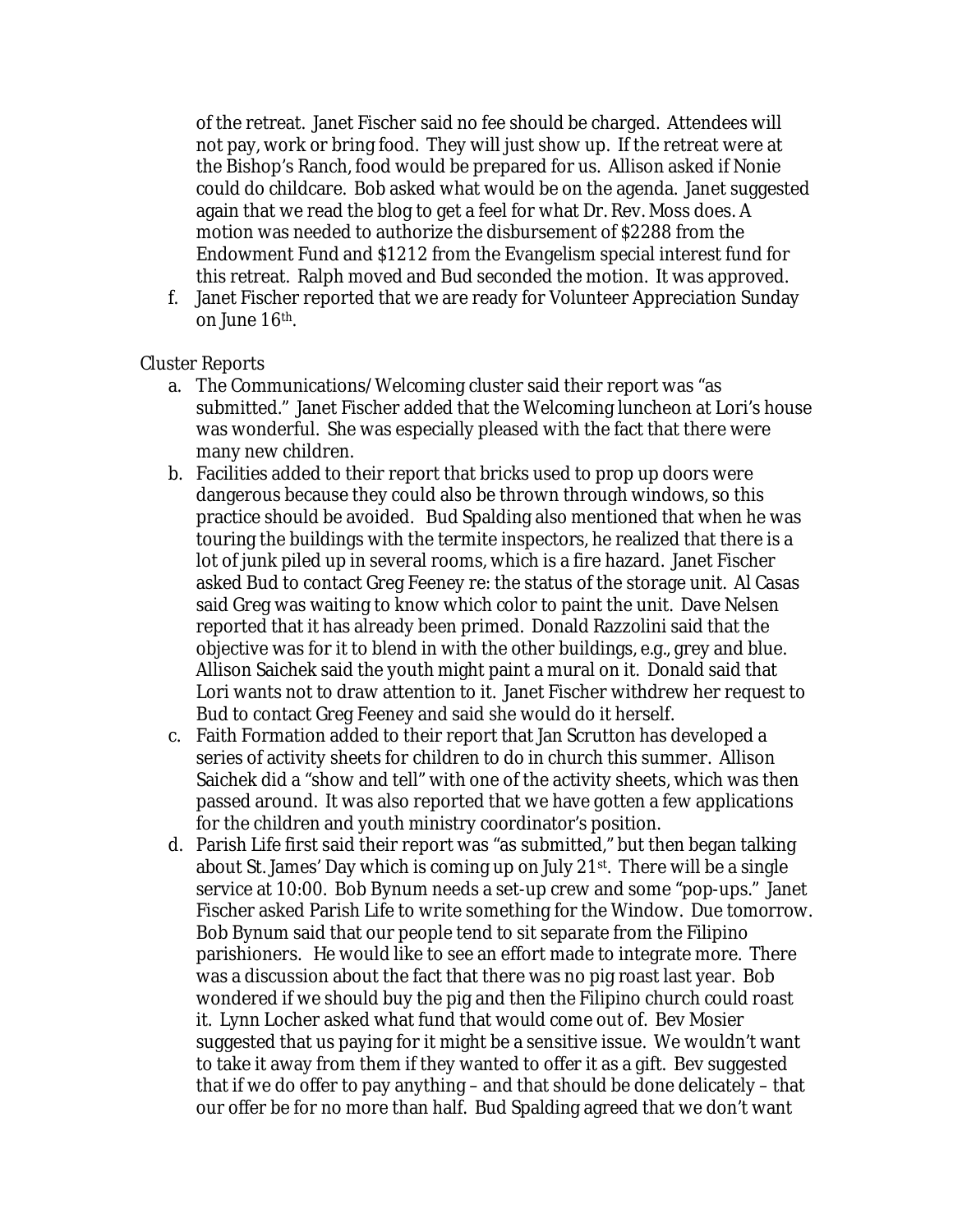of the retreat. Janet Fischer said no fee should be charged. Attendees will not pay, work or bring food. They will just show up. If the retreat were at the Bishop's Ranch, food would be prepared for us. Allison asked if Nonie could do childcare. Bob asked what would be on the agenda. Janet suggested again that we read the blog to get a feel for what Dr. Rev. Moss does. A motion was needed to authorize the disbursement of $2288 from the Endowment Fund and $1212 from the Evangelism special interest fund for this retreat. Ralph moved and Bud seconded the motion. It was approved.

f. Janet Fischer reported that we are ready for Volunteer Appreciation Sunday on June 16th.

Cluster Reports

a. The Communications/Welcoming cluster said their report was "as submitted." Janet Fischer added that the Welcoming luncheon at Lori's house was wonderful. She was especially pleased with the fact that there were many new children.
b. Facilities added to their report that bricks used to prop up doors were dangerous because they could also be thrown through windows, so this practice should be avoided. Bud Spalding also mentioned that when he was touring the buildings with the termite inspectors, he realized that there is a lot of junk piled up in several rooms, which is a fire hazard. Janet Fischer asked Bud to contact Greg Feeney re: the status of the storage unit. Al Casas said Greg was waiting to know which color to paint the unit. Dave Nelsen reported that it has already been primed. Donald Razzolini said that the objective was for it to blend in with the other buildings, e.g., grey and blue. Allison Saichek said the youth might paint a mural on it. Donald said that Lori wants not to draw attention to it. Janet Fischer withdrew her request to Bud to contact Greg Feeney and said she would do it herself.
c. Faith Formation added to their report that Jan Scrutton has developed a series of activity sheets for children to do in church this summer. Allison Saichek did a "show and tell" with one of the activity sheets, which was then passed around. It was also reported that we have gotten a few applications for the children and youth ministry coordinator's position.
d. Parish Life first said their report was "as submitted," but then began talking about St. James' Day which is coming up on July 21st. There will be a single service at 10:00. Bob Bynum needs a set-up crew and some "pop-ups." Janet Fischer asked Parish Life to write something for the Window. Due tomorrow. Bob Bynum said that our people tend to sit separate from the Filipino parishioners. He would like to see an effort made to integrate more. There was a discussion about the fact that there was no pig roast last year. Bob wondered if we should buy the pig and then the Filipino church could roast it. Lynn Locher asked what fund that would come out of. Bev Mosier suggested that us paying for it might be a sensitive issue. We wouldn't want to take it away from them if they wanted to offer it as a gift. Bev suggested that if we do offer to pay anything – and that should be done delicately – that our offer be for no more than half. Bud Spalding agreed that we don't want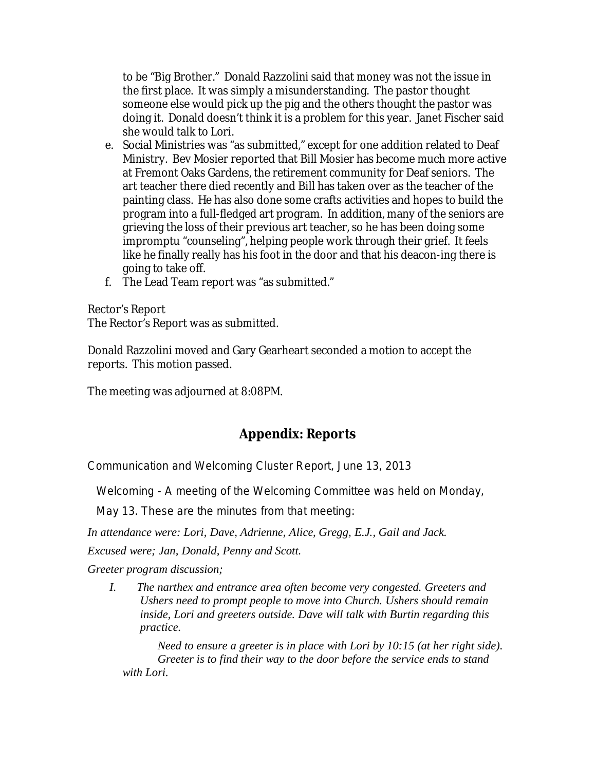to be "Big Brother." Donald Razzolini said that money was not the issue in the first place. It was simply a misunderstanding. The pastor thought someone else would pick up the pig and the others thought the pastor was doing it. Donald doesn't think it is a problem for this year. Janet Fischer said she would talk to Lori.

e. Social Ministries was "as submitted," except for one addition related to Deaf Ministry. Bev Mosier reported that Bill Mosier has become much more active at Fremont Oaks Gardens, the retirement community for Deaf seniors. The art teacher there died recently and Bill has taken over as the teacher of the painting class. He has also done some crafts activities and hopes to build the program into a full-fledged art program. In addition, many of the seniors are grieving the loss of their previous art teacher, so he has been doing some impromptu "counseling", helping people work through their grief. It feels like he finally really has his foot in the door and that his deacon-ing there is going to take off.
f. The Lead Team report was "as submitted."

Rector's Report
The Rector's Report was as submitted.

Donald Razzolini moved and Gary Gearheart seconded a motion to accept the reports. This motion passed.

The meeting was adjourned at 8:08PM.

## Appendix: Reports

Communication and Welcoming Cluster Report, June 13, 2013

Welcoming - A meeting of the Welcoming Committee was held on Monday, May 13. These are the minutes from that meeting:

*In attendance were: Lori, Dave, Adrienne, Alice, Gregg, E.J., Gail and Jack.*

*Excused were; Jan, Donald, Penny and Scott.*

*Greeter program discussion;*

I. *The narthex and entrance area often become very congested. Greeters and Ushers need to prompt people to move into Church. Ushers should remain inside, Lori and greeters outside. Dave will talk with Burtin regarding this practice.*

   *Need to ensure a greeter is in place with Lori by 10:15 (at her right side). Greeter is to find their way to the door before the service ends to stand with Lori.*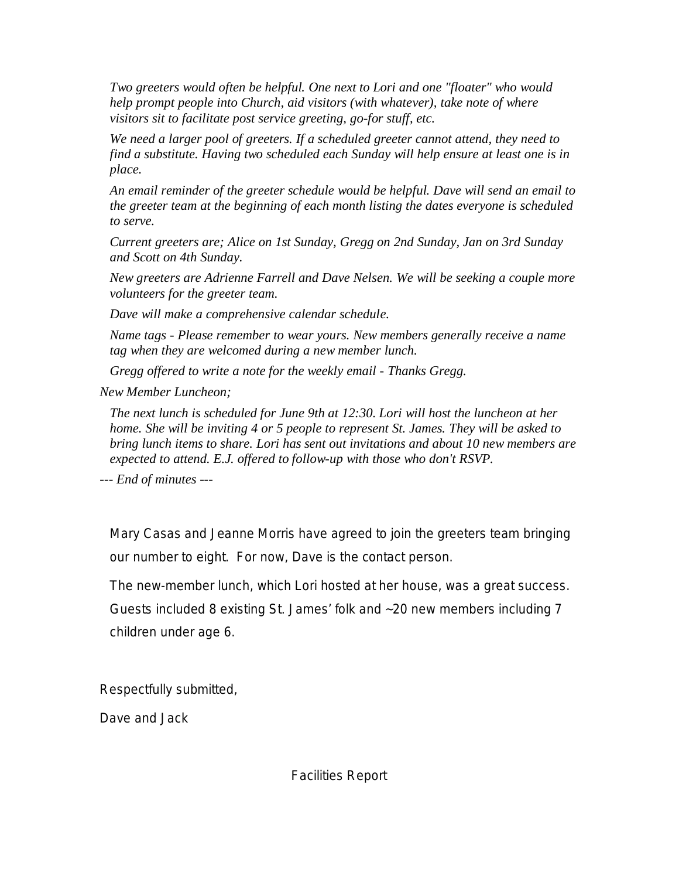*Two greeters would often be helpful. One next to Lori and one "floater" who would help prompt people into Church, aid visitors (with whatever), take note of where visitors sit to facilitate post service greeting, go-for stuff, etc.*

*We need a larger pool of greeters. If a scheduled greeter cannot attend, they need to find a substitute. Having two scheduled each Sunday will help ensure at least one is in place.*

*An email reminder of the greeter schedule would be helpful. Dave will send an email to the greeter team at the beginning of each month listing the dates everyone is scheduled to serve.*

*Current greeters are; Alice on 1st Sunday, Gregg on 2nd Sunday, Jan on 3rd Sunday and Scott on 4th Sunday.*

*New greeters are Adrienne Farrell and Dave Nelsen. We will be seeking a couple more volunteers for the greeter team.*

*Dave will make a comprehensive calendar schedule.*

*Name tags - Please remember to wear yours. New members generally receive a name tag when they are welcomed during a new member lunch.*

*Gregg offered to write a note for the weekly email - Thanks Gregg.*

*New Member Luncheon;*

*The next lunch is scheduled for June 9th at 12:30. Lori will host the luncheon at her home. She will be inviting 4 or 5 people to represent St. James. They will be asked to bring lunch items to share. Lori has sent out invitations and about 10 new members are expected to attend. E.J. offered to follow-up with those who don't RSVP.*

*--- End of minutes ---*

Mary Casas and Jeanne Morris have agreed to join the greeters team bringing our number to eight. For now, Dave is the contact person.

The new-member lunch, which Lori hosted at her house, was a great success. Guests included 8 existing St. James' folk and ~20 new members including 7 children under age 6.

Respectfully submitted,

Dave and Jack

## Facilities Report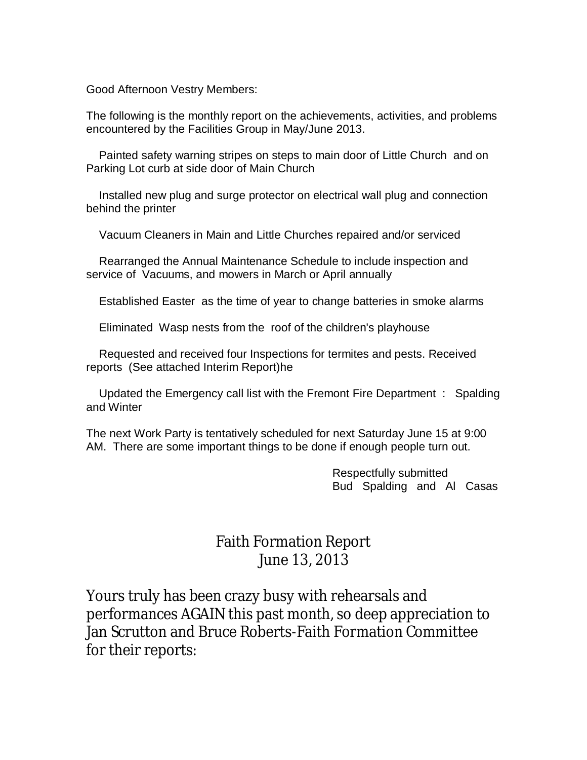Good Afternoon Vestry Members:

The following is the monthly report on the achievements, activities, and problems encountered by the Facilities Group in May/June 2013.

Painted safety warning stripes on steps to main door of Little Church and on Parking Lot curb at side door of Main Church

Installed new plug and surge protector on electrical wall plug and connection behind the printer

Vacuum Cleaners in Main and Little Churches repaired and/or serviced

Rearranged the Annual Maintenance Schedule to include inspection and service of Vacuums, and mowers in March or April annually

Established Easter as the time of year to change batteries in smoke alarms

Eliminated Wasp nests from the roof of the children's playhouse

Requested and received four Inspections for termites and pests. Received reports (See attached Interim Report)he

Updated the Emergency call list with the Fremont Fire Department : Spalding and Winter

The next Work Party is tentatively scheduled for next Saturday June 15 at 9:00 AM. There are some important things to be done if enough people turn out.

Respectfully submitted
Bud Spalding and Al Casas

# Faith Formation Report
June 13, 2013

Yours truly has been crazy busy with rehearsals and performances AGAIN this past month, so deep appreciation to Jan Scrutton and Bruce Roberts-Faith Formation Committee for their reports: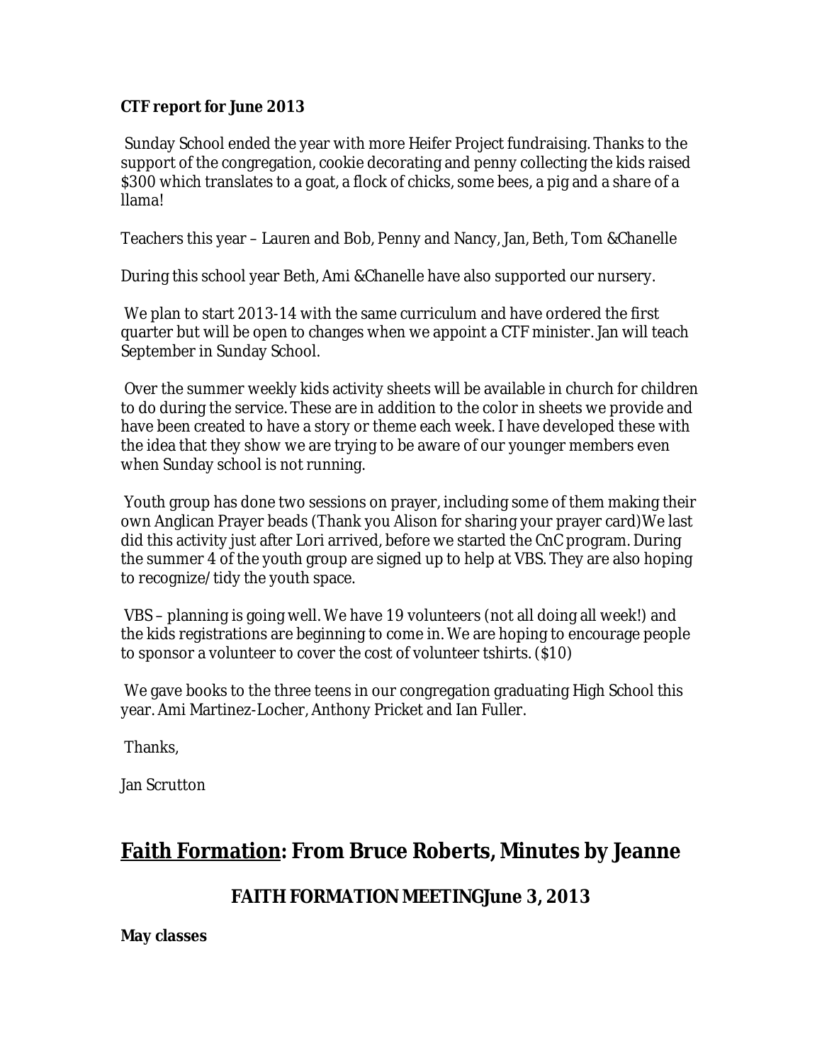**CTF report for June 2013**

Sunday School ended the year with more Heifer Project fundraising. Thanks to the support of the congregation, cookie decorating and penny collecting the kids raised $300 which translates to a goat, a flock of chicks, some bees, a pig and a share of a llama!

Teachers this year – Lauren and Bob, Penny and Nancy, Jan, Beth, Tom &Chanelle

During this school year Beth, Ami &Chanelle have also supported our nursery.

We plan to start 2013-14 with the same curriculum and have ordered the first quarter but will be open to changes when we appoint a CTF minister. Jan will teach September in Sunday School.

Over the summer weekly kids activity sheets will be available in church for children to do during the service. These are in addition to the color in sheets we provide and have been created to have a story or theme each week. I have developed these with the idea that they show we are trying to be aware of our younger members even when Sunday school is not running.

Youth group has done two sessions on prayer, including some of them making their own Anglican Prayer beads (Thank you Alison for sharing your prayer card)We last did this activity just after Lori arrived, before we started the CnC program. During the summer 4 of the youth group are signed up to help at VBS. They are also hoping to recognize/ tidy the youth space.

VBS – planning is going well. We have 19 volunteers (not all doing all week!) and the kids registrations are beginning to come in. We are hoping to encourage people to sponsor a volunteer to cover the cost of volunteer tshirts. ($10)

We gave books to the three teens in our congregation graduating High School this year. Ami Martinez-Locher, Anthony Pricket and Ian Fuller.

Thanks,

Jan Scrutton

## <u>Faith Formation</u>: From Bruce Roberts, Minutes by Jeanne

### FAITH FORMATION MEETINGJune 3, 2013

**May classes**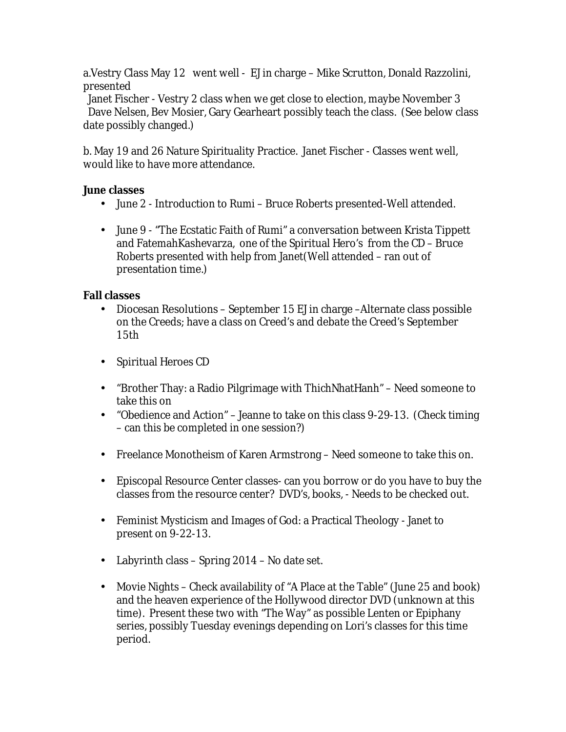a.Vestry Class May 12 went well - EJ in charge – Mike Scrutton, Donald Razzolini, presented

Janet Fischer - Vestry 2 class when we get close to election, maybe November 3 Dave Nelsen, Bev Mosier, Gary Gearheart possibly teach the class. (See below class date possibly changed.)

b. May 19 and 26 Nature Spirituality Practice. Janet Fischer - Classes went well, would like to have more attendance.

**June classes**

- June 2 - Introduction to Rumi – Bruce Roberts presented-Well attended.
- June 9 - "The Ecstatic Faith of Rumi" a conversation between Krista Tippett and FatemahKashevarza, one of the Spiritual Hero's from the CD – Bruce Roberts presented with help from Janet(Well attended – ran out of presentation time.)

**Fall classes**

- Diocesan Resolutions – September 15 EJ in charge –Alternate class possible on the Creeds; have a class on Creed's and debate the Creed's September 15th
- Spiritual Heroes CD
- "Brother Thay: a Radio Pilgrimage with ThichNhatHanh" – Need someone to take this on
- "Obedience and Action" – Jeanne to take on this class 9-29-13. (Check timing – can this be completed in one session?)
- Freelance Monotheism of Karen Armstrong – Need someone to take this on.
- Episcopal Resource Center classes- can you borrow or do you have to buy the classes from the resource center? DVD's, books, - Needs to be checked out.
- Feminist Mysticism and Images of God: a Practical Theology - Janet to present on 9-22-13.
- Labyrinth class – Spring 2014 – No date set.
- Movie Nights – Check availability of "A Place at the Table" (June 25 and book) and the heaven experience of the Hollywood director DVD (unknown at this time). Present these two with "The Way" as possible Lenten or Epiphany series, possibly Tuesday evenings depending on Lori's classes for this time period.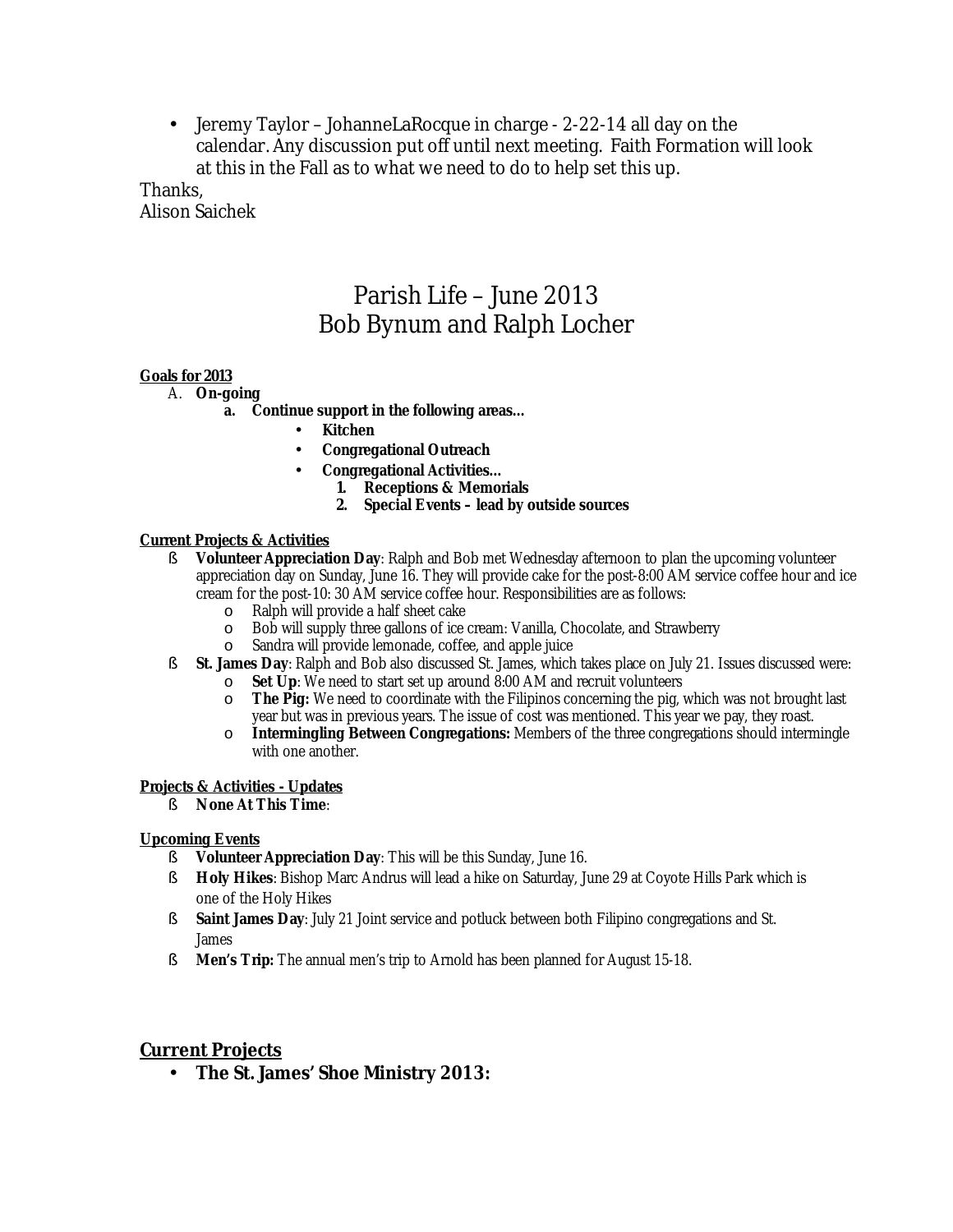- Jeremy Taylor – JohanneLaRocque in charge - 2-22-14 all day on the calendar. Any discussion put off until next meeting. Faith Formation will look at this in the Fall as to what we need to do to help set this up.

Thanks,
Alison Saichek

# Parish Life – June 2013
# Bob Bynum and Ralph Locher

**Goals for 2013**

A. **On-going**
   a. **Continue support in the following areas…**
      - **Kitchen**
      - **Congregational Outreach**
      - **Congregational Activities…**
        1. **Receptions & Memorials**
        2. **Special Events – lead by outside sources**

**Current Projects & Activities**

- **Volunteer Appreciation Day**: Ralph and Bob met Wednesday afternoon to plan the upcoming volunteer appreciation day on Sunday, June 16. They will provide cake for the post-8:00 AM service coffee hour and ice cream for the post-10: 30 AM service coffee hour. Responsibilities are as follows:
  - Ralph will provide a half sheet cake
  - Bob will supply three gallons of ice cream: Vanilla, Chocolate, and Strawberry
  - Sandra will provide lemonade, coffee, and apple juice
- **St. James Day**: Ralph and Bob also discussed St. James, which takes place on July 21. Issues discussed were:
  - **Set Up**: We need to start set up around 8:00 AM and recruit volunteers
  - **The Pig:** We need to coordinate with the Filipinos concerning the pig, which was not brought last year but was in previous years. The issue of cost was mentioned. This year we pay, they roast.
  - **Intermingling Between Congregations:** Members of the three congregations should intermingle with one another.

**Projects & Activities - Updates**

- **None At This Time**:

**Upcoming Events**

- **Volunteer Appreciation Day**: This will be this Sunday, June 16.
- **Holy Hikes**: Bishop Marc Andrus will lead a hike on Saturday, June 29 at Coyote Hills Park which is one of the Holy Hikes
- **Saint James Day**: July 21 Joint service and potluck between both Filipino congregations and St. James
- **Men's Trip:** The annual men's trip to Arnold has been planned for August 15-18.

## Current Projects

- **The St. James' Shoe Ministry 2013:**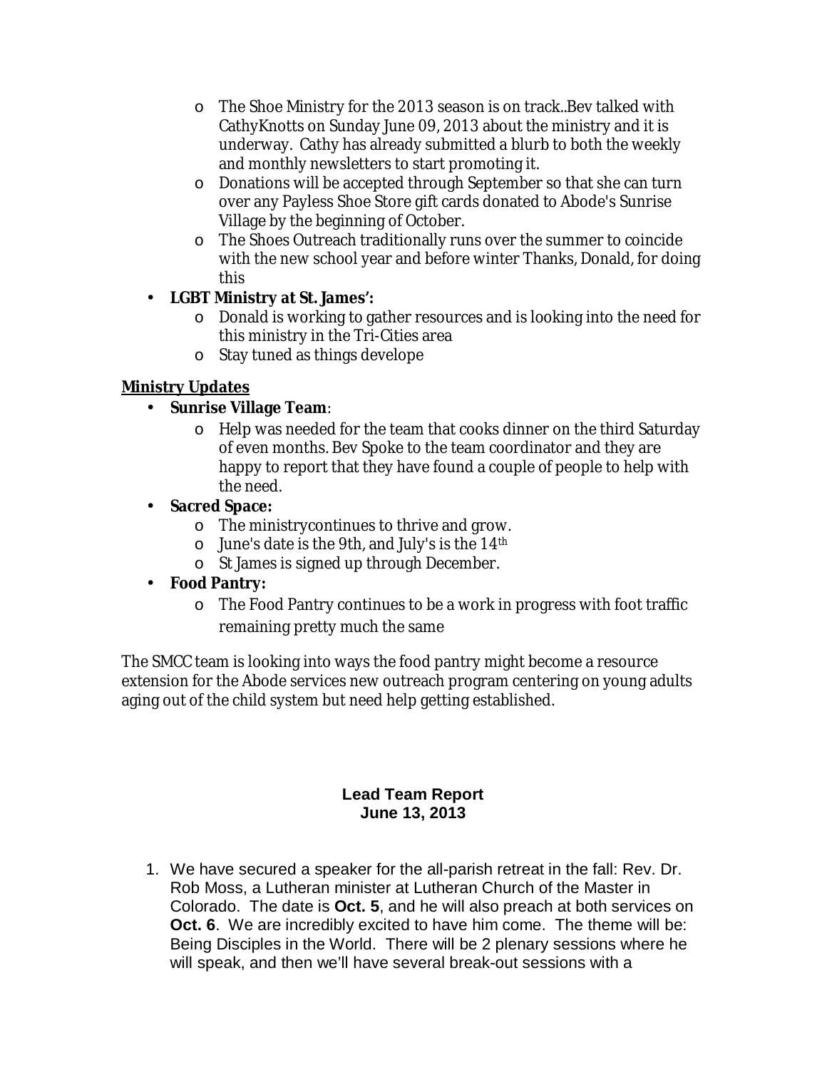- The Shoe Ministry for the 2013 season is on track..Bev talked with CathyKnotts on Sunday June 09, 2013 about the ministry and it is underway. Cathy has already submitted a blurb to both the weekly and monthly newsletters to start promoting it.
  - Donations will be accepted through September so that she can turn over any Payless Shoe Store gift cards donated to Abode's Sunrise Village by the beginning of October.
  - The Shoes Outreach traditionally runs over the summer to coincide with the new school year and before winter Thanks, Donald, for doing this
- **LGBT Ministry at St. James':**
  - Donald is working to gather resources and is looking into the need for this ministry in the Tri-Cities area
  - Stay tuned as things develope

**Ministry Updates**

- **Sunrise Village Team**:
  - Help was needed for the team that cooks dinner on the third Saturday of even months. Bev Spoke to the team coordinator and they are happy to report that they have found a couple of people to help with the need.
- **Sacred Space:**
  - The ministrycontinues to thrive and grow.
  - June's date is the 9th, and July's is the 14th
  - St James is signed up through December.
- **Food Pantry:**
  - The Food Pantry continues to be a work in progress with foot traffic remaining pretty much the same

The SMCC team is looking into ways the food pantry might become a resource extension for the Abode services new outreach program centering on young adults aging out of the child system but need help getting established.

**Lead Team Report**
**June 13, 2013**

1. We have secured a speaker for the all-parish retreat in the fall: Rev. Dr. Rob Moss, a Lutheran minister at Lutheran Church of the Master in Colorado. The date is **Oct. 5**, and he will also preach at both services on **Oct. 6**. We are incredibly excited to have him come. The theme will be: Being Disciples in the World. There will be 2 plenary sessions where he will speak, and then we'll have several break-out sessions with a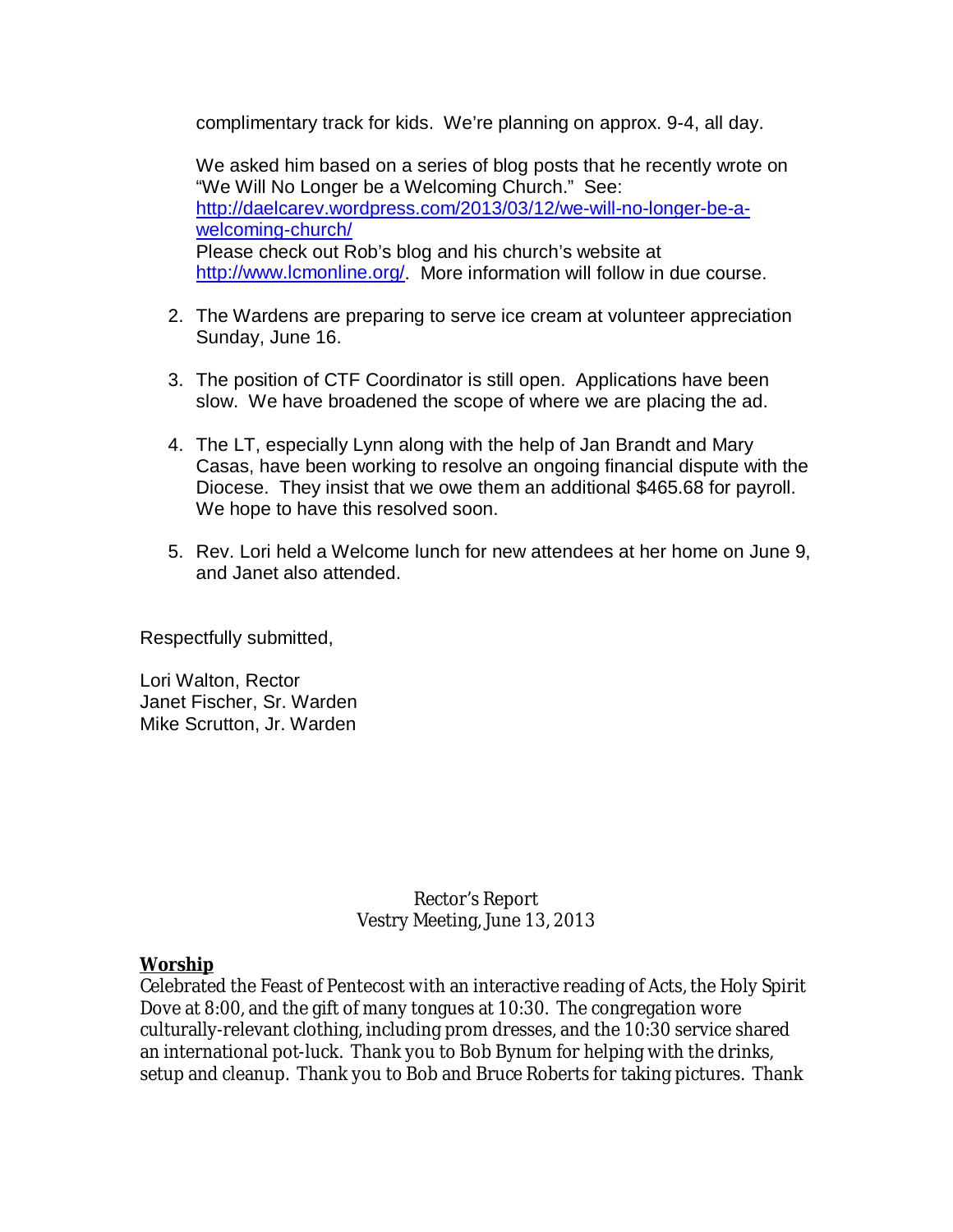complimentary track for kids. We're planning on approx. 9-4, all day.

We asked him based on a series of blog posts that he recently wrote on "We Will No Longer be a Welcoming Church." See: [http://daelcarev.wordpress.com/2013/03/12/we-will-no-longer-be-a-welcoming-church/](http://daelcarev.wordpress.com/2013/03/12/we-will-no-longer-be-a-welcoming-church/)
Please check out Rob's blog and his church's website at [http://www.lcmonline.org/](http://www.lcmonline.org/). More information will follow in due course.

2. The Wardens are preparing to serve ice cream at volunteer appreciation Sunday, June 16.

3. The position of CTF Coordinator is still open. Applications have been slow. We have broadened the scope of where we are placing the ad.

4. The LT, especially Lynn along with the help of Jan Brandt and Mary Casas, have been working to resolve an ongoing financial dispute with the Diocese. They insist that we owe them an additional $465.68 for payroll. We hope to have this resolved soon.

5. Rev. Lori held a Welcome lunch for new attendees at her home on June 9, and Janet also attended.

Respectfully submitted,

Lori Walton, Rector
Janet Fischer, Sr. Warden
Mike Scrutton, Jr. Warden

Rector's Report
Vestry Meeting, June 13, 2013

**Worship**

Celebrated the Feast of Pentecost with an interactive reading of Acts, the Holy Spirit Dove at 8:00, and the gift of many tongues at 10:30. The congregation wore culturally-relevant clothing, including prom dresses, and the 10:30 service shared an international pot-luck. Thank you to Bob Bynum for helping with the drinks, setup and cleanup. Thank you to Bob and Bruce Roberts for taking pictures. Thank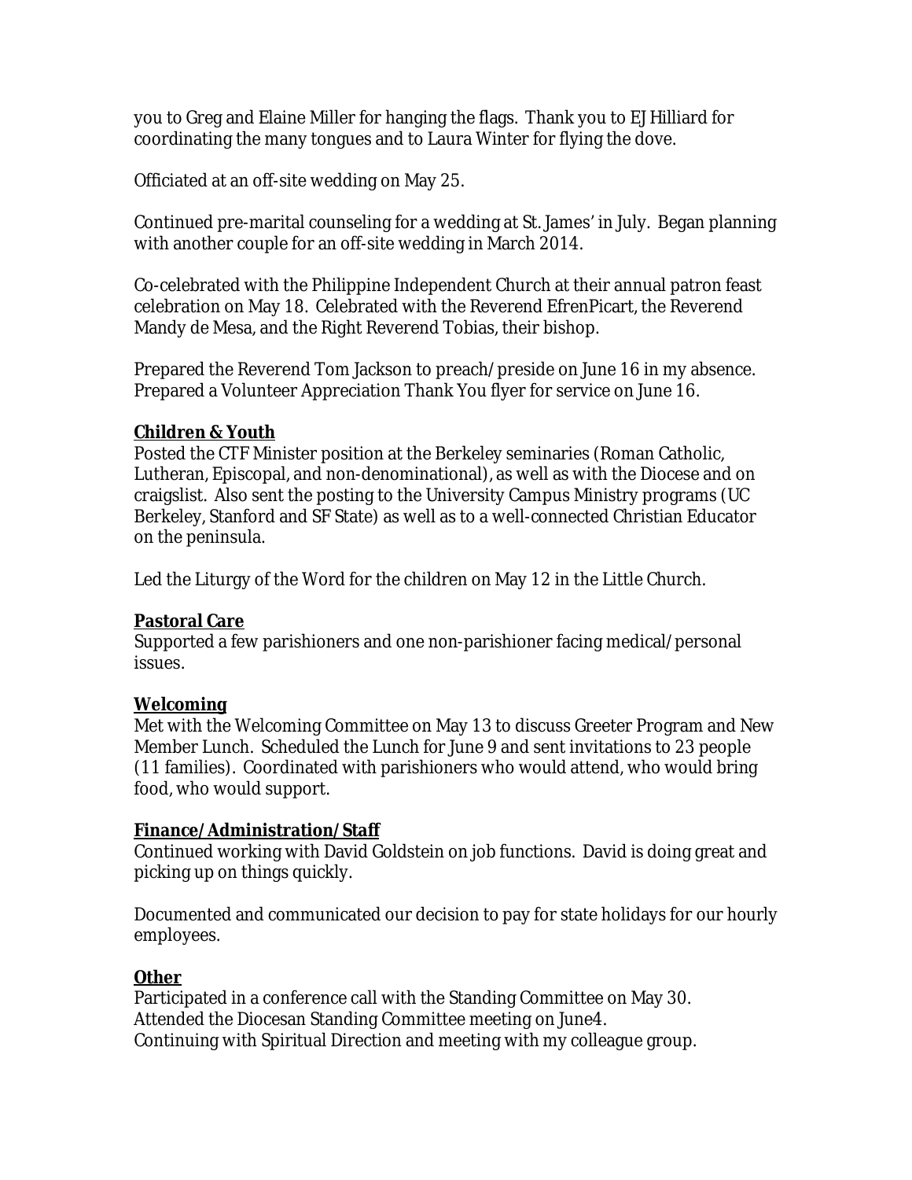you to Greg and Elaine Miller for hanging the flags. Thank you to EJ Hilliard for coordinating the many tongues and to Laura Winter for flying the dove.

Officiated at an off-site wedding on May 25.

Continued pre-marital counseling for a wedding at St. James' in July. Began planning with another couple for an off-site wedding in March 2014.

Co-celebrated with the Philippine Independent Church at their annual patron feast celebration on May 18. Celebrated with the Reverend EfrenPicart, the Reverend Mandy de Mesa, and the Right Reverend Tobias, their bishop.

Prepared the Reverend Tom Jackson to preach/preside on June 16 in my absence. Prepared a Volunteer Appreciation Thank You flyer for service on June 16.

**Children & Youth**

Posted the CTF Minister position at the Berkeley seminaries (Roman Catholic, Lutheran, Episcopal, and non-denominational), as well as with the Diocese and on craigslist. Also sent the posting to the University Campus Ministry programs (UC Berkeley, Stanford and SF State) as well as to a well-connected Christian Educator on the peninsula.

Led the Liturgy of the Word for the children on May 12 in the Little Church.

**Pastoral Care**

Supported a few parishioners and one non-parishioner facing medical/personal issues.

**Welcoming**

Met with the Welcoming Committee on May 13 to discuss Greeter Program and New Member Lunch. Scheduled the Lunch for June 9 and sent invitations to 23 people (11 families). Coordinated with parishioners who would attend, who would bring food, who would support.

**Finance/Administration/Staff**

Continued working with David Goldstein on job functions. David is doing great and picking up on things quickly.

Documented and communicated our decision to pay for state holidays for our hourly employees.

**Other**

Participated in a conference call with the Standing Committee on May 30.
Attended the Diocesan Standing Committee meeting on June4.
Continuing with Spiritual Direction and meeting with my colleague group.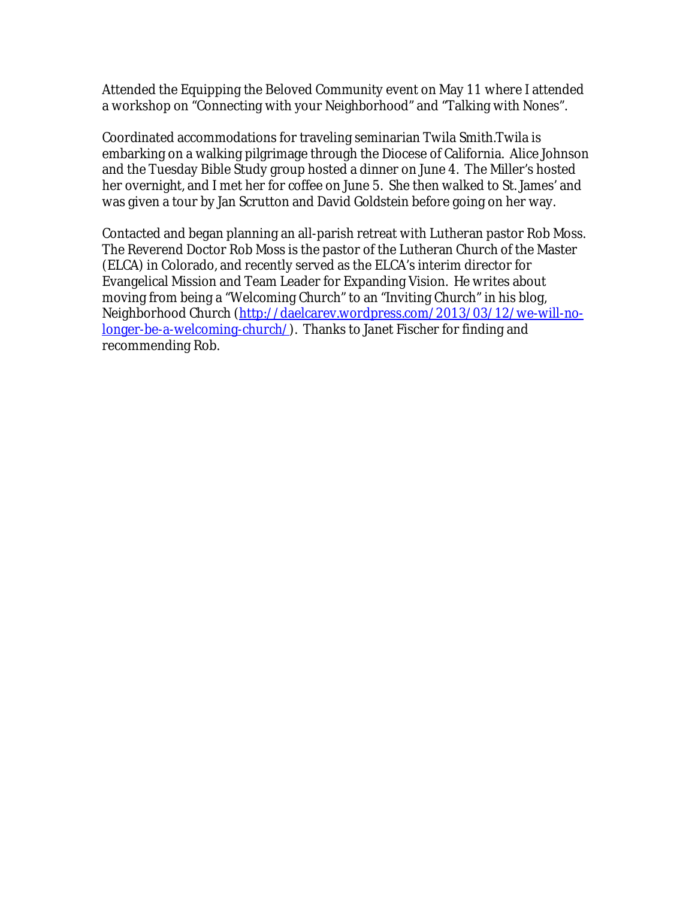Attended the Equipping the Beloved Community event on May 11 where I attended a workshop on "Connecting with your Neighborhood" and "Talking with Nones".

Coordinated accommodations for traveling seminarian Twila Smith.Twila is embarking on a walking pilgrimage through the Diocese of California. Alice Johnson and the Tuesday Bible Study group hosted a dinner on June 4. The Miller's hosted her overnight, and I met her for coffee on June 5. She then walked to St. James' and was given a tour by Jan Scrutton and David Goldstein before going on her way.

Contacted and began planning an all-parish retreat with Lutheran pastor Rob Moss. The Reverend Doctor Rob Moss is the pastor of the Lutheran Church of the Master (ELCA) in Colorado, and recently served as the ELCA's interim director for Evangelical Mission and Team Leader for Expanding Vision. He writes about moving from being a "Welcoming Church" to an "Inviting Church" in his blog, Neighborhood Church ([http://daelcarev.wordpress.com/2013/03/12/we-will-no-longer-be-a-welcoming-church/](http://daelcarev.wordpress.com/2013/03/12/we-will-no-longer-be-a-welcoming-church/)). Thanks to Janet Fischer for finding and recommending Rob.